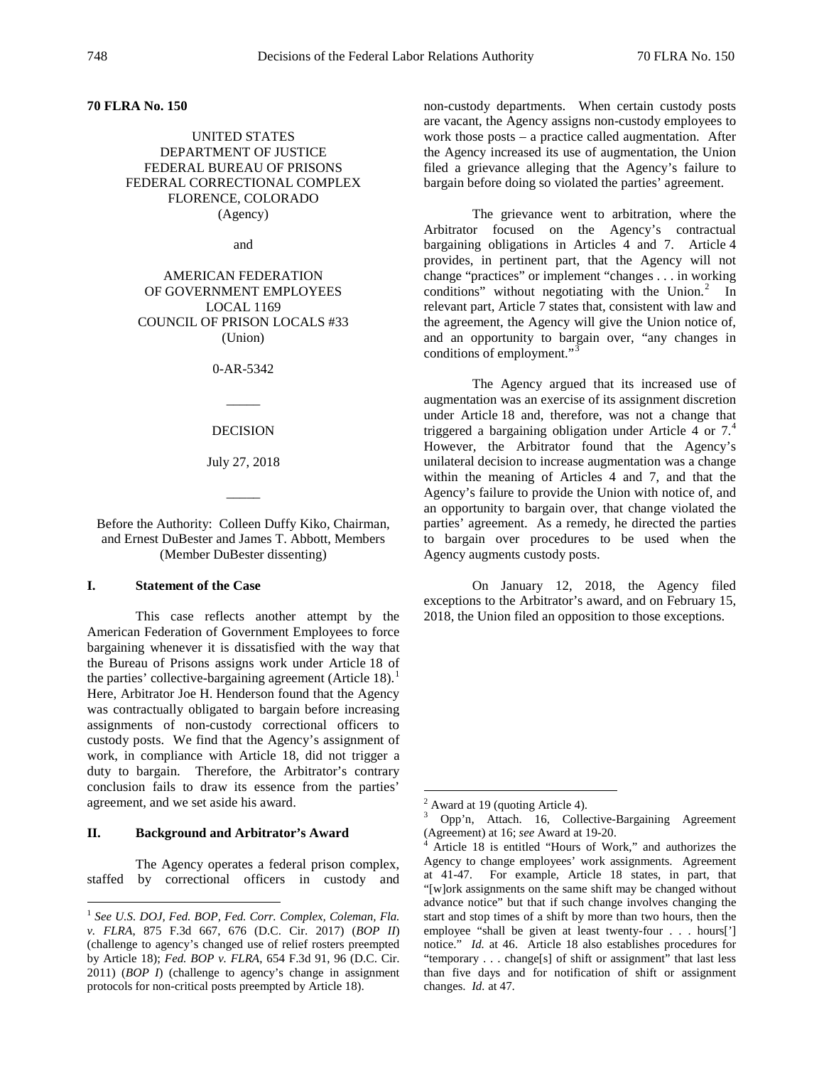**70 FLRA No. 150**

UNITED STATES
DEPARTMENT OF JUSTICE
FEDERAL BUREAU OF PRISONS
FEDERAL CORRECTIONAL COMPLEX
FLORENCE, COLORADO
(Agency)

and

AMERICAN FEDERATION
OF GOVERNMENT EMPLOYEES
LOCAL 1169
COUNCIL OF PRISON LOCALS #33
(Union)

0-AR-5342

_____

DECISION

July 27, 2018

_____

Before the Authority: Colleen Duffy Kiko, Chairman, and Ernest DuBester and James T. Abbott, Members (Member DuBester dissenting)

## I. Statement of the Case

This case reflects another attempt by the American Federation of Government Employees to force bargaining whenever it is dissatisfied with the way that the Bureau of Prisons assigns work under Article 18 of the parties' collective-bargaining agreement (Article 18).[1] Here, Arbitrator Joe H. Henderson found that the Agency was contractually obligated to bargain before increasing assignments of non-custody correctional officers to custody posts. We find that the Agency's assignment of work, in compliance with Article 18, did not trigger a duty to bargain. Therefore, the Arbitrator's contrary conclusion fails to draw its essence from the parties' agreement, and we set aside his award.

## II. Background and Arbitrator's Award

The Agency operates a federal prison complex, staffed by correctional officers in custody and non-custody departments. When certain custody posts are vacant, the Agency assigns non-custody employees to work those posts – a practice called augmentation. After the Agency increased its use of augmentation, the Union filed a grievance alleging that the Agency's failure to bargain before doing so violated the parties' agreement.

The grievance went to arbitration, where the Arbitrator focused on the Agency's contractual bargaining obligations in Articles 4 and 7. Article 4 provides, in pertinent part, that the Agency will not change "practices" or implement "changes . . . in working conditions" without negotiating with the Union.[2] In relevant part, Article 7 states that, consistent with law and the agreement, the Agency will give the Union notice of, and an opportunity to bargain over, "any changes in conditions of employment."[3]

The Agency argued that its increased use of augmentation was an exercise of its assignment discretion under Article 18 and, therefore, was not a change that triggered a bargaining obligation under Article 4 or 7.[4] However, the Arbitrator found that the Agency's unilateral decision to increase augmentation was a change within the meaning of Articles 4 and 7, and that the Agency's failure to provide the Union with notice of, and an opportunity to bargain over, that change violated the parties' agreement. As a remedy, he directed the parties to bargain over procedures to be used when the Agency augments custody posts.

On January 12, 2018, the Agency filed exceptions to the Arbitrator's award, and on February 15, 2018, the Union filed an opposition to those exceptions.

---

[1] *See U.S. DOJ, Fed. BOP, Fed. Corr. Complex, Coleman, Fla. v. FLRA*, 875 F.3d 667, 676 (D.C. Cir. 2017) (*BOP II*) (challenge to agency's changed use of relief rosters preempted by Article 18); *Fed. BOP v. FLRA*, 654 F.3d 91, 96 (D.C. Cir. 2011) (*BOP I*) (challenge to agency's change in assignment protocols for non-critical posts preempted by Article 18).

[2] Award at 19 (quoting Article 4).

[3] Opp'n, Attach. 16, Collective-Bargaining Agreement (Agreement) at 16; *see* Award at 19-20.

[4] Article 18 is entitled "Hours of Work," and authorizes the Agency to change employees' work assignments. Agreement at 41-47. For example, Article 18 states, in part, that "[w]ork assignments on the same shift may be changed without advance notice" but that if such change involves changing the start and stop times of a shift by more than two hours, then the employee "shall be given at least twenty-four . . . hours['] notice." *Id.* at 46. Article 18 also establishes procedures for "temporary . . . change[s] of shift or assignment" that last less than five days and for notification of shift or assignment changes. *Id.* at 47.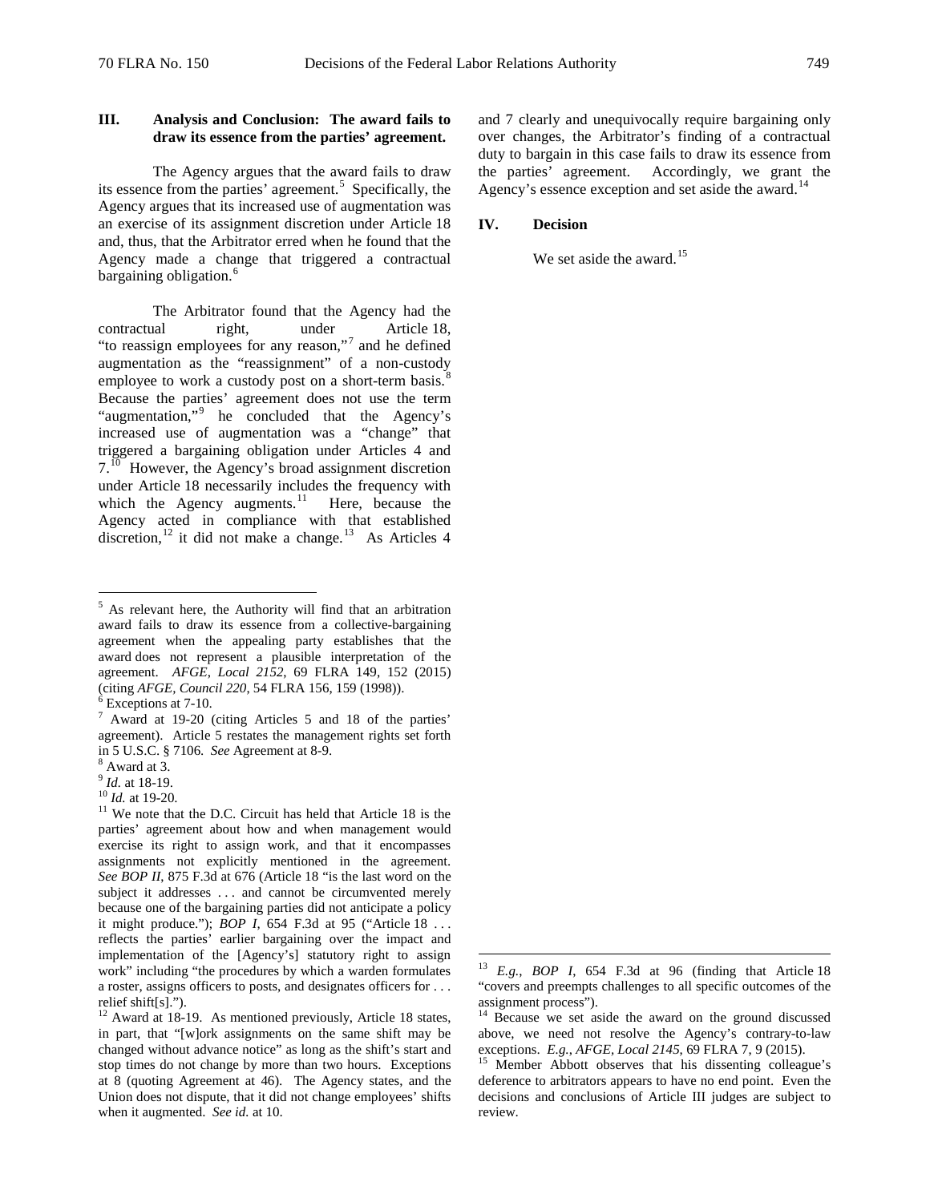## III. Analysis and Conclusion: The award fails to draw its essence from the parties' agreement.

The Agency argues that the award fails to draw its essence from the parties' agreement.[5] Specifically, the Agency argues that its increased use of augmentation was an exercise of its assignment discretion under Article 18 and, thus, that the Arbitrator erred when he found that the Agency made a change that triggered a contractual bargaining obligation.[6]

The Arbitrator found that the Agency had the contractual right, under Article 18, "to reassign employees for any reason,"[7] and he defined augmentation as the "reassignment" of a non-custody employee to work a custody post on a short-term basis.[8] Because the parties' agreement does not use the term "augmentation,"[9] he concluded that the Agency's increased use of augmentation was a "change" that triggered a bargaining obligation under Articles 4 and 7.[10] However, the Agency's broad assignment discretion under Article 18 necessarily includes the frequency with which the Agency augments.[11] Here, because the Agency acted in compliance with that established discretion,[12] it did not make a change.[13] As Articles 4 and 7 clearly and unequivocally require bargaining only over changes, the Arbitrator's finding of a contractual duty to bargain in this case fails to draw its essence from the parties' agreement. Accordingly, we grant the Agency's essence exception and set aside the award.[14]

## IV. Decision

We set aside the award.[15]

---

[5] As relevant here, the Authority will find that an arbitration award fails to draw its essence from a collective-bargaining agreement when the appealing party establishes that the award does not represent a plausible interpretation of the agreement. *AFGE, Local 2152*, 69 FLRA 149, 152 (2015) (citing *AFGE, Council 220*, 54 FLRA 156, 159 (1998)).

[6] Exceptions at 7-10.

[7] Award at 19-20 (citing Articles 5 and 18 of the parties' agreement). Article 5 restates the management rights set forth in 5 U.S.C. § 7106. *See* Agreement at 8-9.

[8] Award at 3.

[9] *Id.* at 18-19.

[10] *Id.* at 19-20.

[11] We note that the D.C. Circuit has held that Article 18 is the parties' agreement about how and when management would exercise its right to assign work, and that it encompasses assignments not explicitly mentioned in the agreement. *See BOP II*, 875 F.3d at 676 (Article 18 "is the last word on the subject it addresses . . . and cannot be circumvented merely because one of the bargaining parties did not anticipate a policy it might produce."); *BOP I*, 654 F.3d at 95 ("Article 18 . . . reflects the parties' earlier bargaining over the impact and implementation of the [Agency's] statutory right to assign work" including "the procedures by which a warden formulates a roster, assigns officers to posts, and designates officers for . . . relief shift[s].").

[12] Award at 18-19. As mentioned previously, Article 18 states, in part, that "[w]ork assignments on the same shift may be changed without advance notice" as long as the shift's start and stop times do not change by more than two hours. Exceptions at 8 (quoting Agreement at 46). The Agency states, and the Union does not dispute, that it did not change employees' shifts when it augmented. *See id.* at 10.

[13] *E.g.*, *BOP I*, 654 F.3d at 96 (finding that Article 18 "covers and preempts challenges to all specific outcomes of the assignment process").

[14] Because we set aside the award on the ground discussed above, we need not resolve the Agency's contrary-to-law exceptions. *E.g.*, *AFGE, Local 2145*, 69 FLRA 7, 9 (2015).

[15] Member Abbott observes that his dissenting colleague's deference to arbitrators appears to have no end point. Even the decisions and conclusions of Article III judges are subject to review.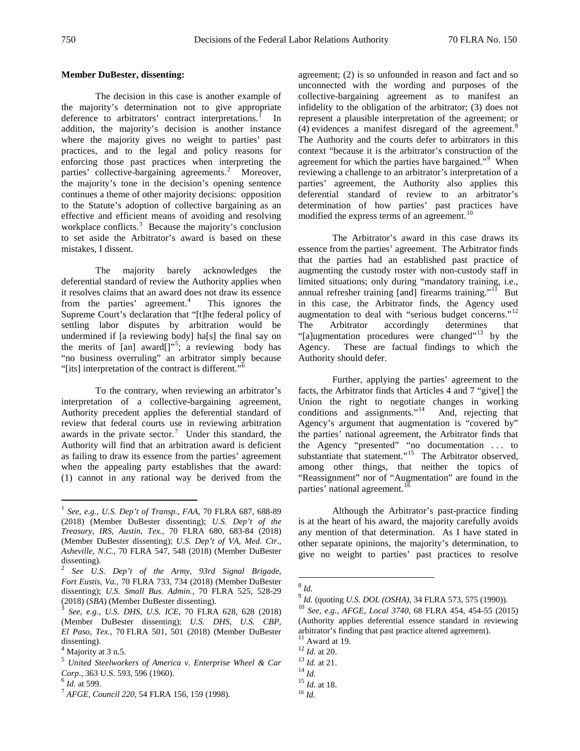**Member DuBester, dissenting:**

The decision in this case is another example of the majority's determination not to give appropriate deference to arbitrators' contract interpretations.[1] In addition, the majority's decision is another instance where the majority gives no weight to parties' past practices, and to the legal and policy reasons for enforcing those past practices when interpreting the parties' collective-bargaining agreements.[2] Moreover, the majority's tone in the decision's opening sentence continues a theme of other majority decisions: opposition to the Statute's adoption of collective bargaining as an effective and efficient means of avoiding and resolving workplace conflicts.[3] Because the majority's conclusion to set aside the Arbitrator's award is based on these mistakes, I dissent.

The majority barely acknowledges the deferential standard of review the Authority applies when it resolves claims that an award does not draw its essence from the parties' agreement.[4] This ignores the Supreme Court's declaration that "[t]he federal policy of settling labor disputes by arbitration would be undermined if [a reviewing body] ha[s] the final say on the merits of [an] award[]"[5]; a reviewing body has "no business overruling" an arbitrator simply because "[its] interpretation of the contract is different."[6]

To the contrary, when reviewing an arbitrator's interpretation of a collective-bargaining agreement, Authority precedent applies the deferential standard of review that federal courts use in reviewing arbitration awards in the private sector.[7] Under this standard, the Authority will find that an arbitration award is deficient as failing to draw its essence from the parties' agreement when the appealing party establishes that the award: (1) cannot in any rational way be derived from the agreement; (2) is so unfounded in reason and fact and so unconnected with the wording and purposes of the collective-bargaining agreement as to manifest an infidelity to the obligation of the arbitrator; (3) does not represent a plausible interpretation of the agreement; or (4) evidences a manifest disregard of the agreement.[8] The Authority and the courts defer to arbitrators in this context "because it is the arbitrator's construction of the agreement for which the parties have bargained."[9] When reviewing a challenge to an arbitrator's interpretation of a parties' agreement, the Authority also applies this deferential standard of review to an arbitrator's determination of how parties' past practices have modified the express terms of an agreement.[10]

The Arbitrator's award in this case draws its essence from the parties' agreement. The Arbitrator finds that the parties had an established past practice of augmenting the custody roster with non-custody staff in limited situations; only during "mandatory training, i.e., annual refresher training [and] firearms training."[11] But in this case, the Arbitrator finds, the Agency used augmentation to deal with "serious budget concerns."[12] The Arbitrator accordingly determines that "[a]ugmentation procedures were changed"[13] by the Agency. These are factual findings to which the Authority should defer.

Further, applying the parties' agreement to the facts, the Arbitrator finds that Articles 4 and 7 "give[] the Union the right to negotiate changes in working conditions and assignments."[14] And, rejecting that Agency's argument that augmentation is "covered by" the parties' national agreement, the Arbitrator finds that the Agency "presented" "no documentation . . . to substantiate that statement."[15] The Arbitrator observed, among other things, that neither the topics of "Reassignment" nor of "Augmentation" are found in the parties' national agreement.[16]

Although the Arbitrator's past-practice finding is at the heart of his award, the majority carefully avoids any mention of that determination. As I have stated in other separate opinions, the majority's determination, to give no weight to parties' past practices to resolve

---

[1] *See, e.g.*, *U.S. Dep't of Transp., FAA*, 70 FLRA 687, 688-89 (2018) (Member DuBester dissenting); *U.S. Dep't of the Treasury, IRS, Austin, Tex.*, 70 FLRA 680, 683-84 (2018) (Member DuBester dissenting); *U.S. Dep't of VA, Med. Ctr., Asheville, N.C.*, 70 FLRA 547, 548 (2018) (Member DuBester dissenting).

[2] *See U.S. Dep't of the Army, 93rd Signal Brigade, Fort Eustis, Va.*, 70 FLRA 733, 734 (2018) (Member DuBester dissenting); *U.S. Small Bus. Admin.*, 70 FLRA 525, 528-29 (2018) (*SBA*) (Member DuBester dissenting).

[3] *See, e.g.*, *U.S. DHS, U.S. ICE*, 70 FLRA 628, 628 (2018) (Member DuBester dissenting); *U.S. DHS, U.S. CBP, El Paso, Tex.*, 70 FLRA 501, 501 (2018) (Member DuBester dissenting).

[4] Majority at 3 n.5.

[5] *United Steelworkers of America v. Enterprise Wheel & Car Corp.*, 363 U.S. 593, 596 (1960).

[6] *Id.* at 599.

[7] *AFGE, Council 220*, 54 FLRA 156, 159 (1998).

[8] *Id.*

[9] *Id.* (quoting *U.S. DOL (OSHA)*, 34 FLRA 573, 575 (1990)).

[10] *See, e.g.*, *AFGE, Local 3740*, 68 FLRA 454, 454-55 (2015) (Authority applies deferential essence standard in reviewing arbitrator's finding that past practice altered agreement).

[11] Award at 19.

[12] *Id.* at 20.

[13] *Id.* at 21.

[14] *Id.*

[15] *Id.* at 18.

[16] *Id.*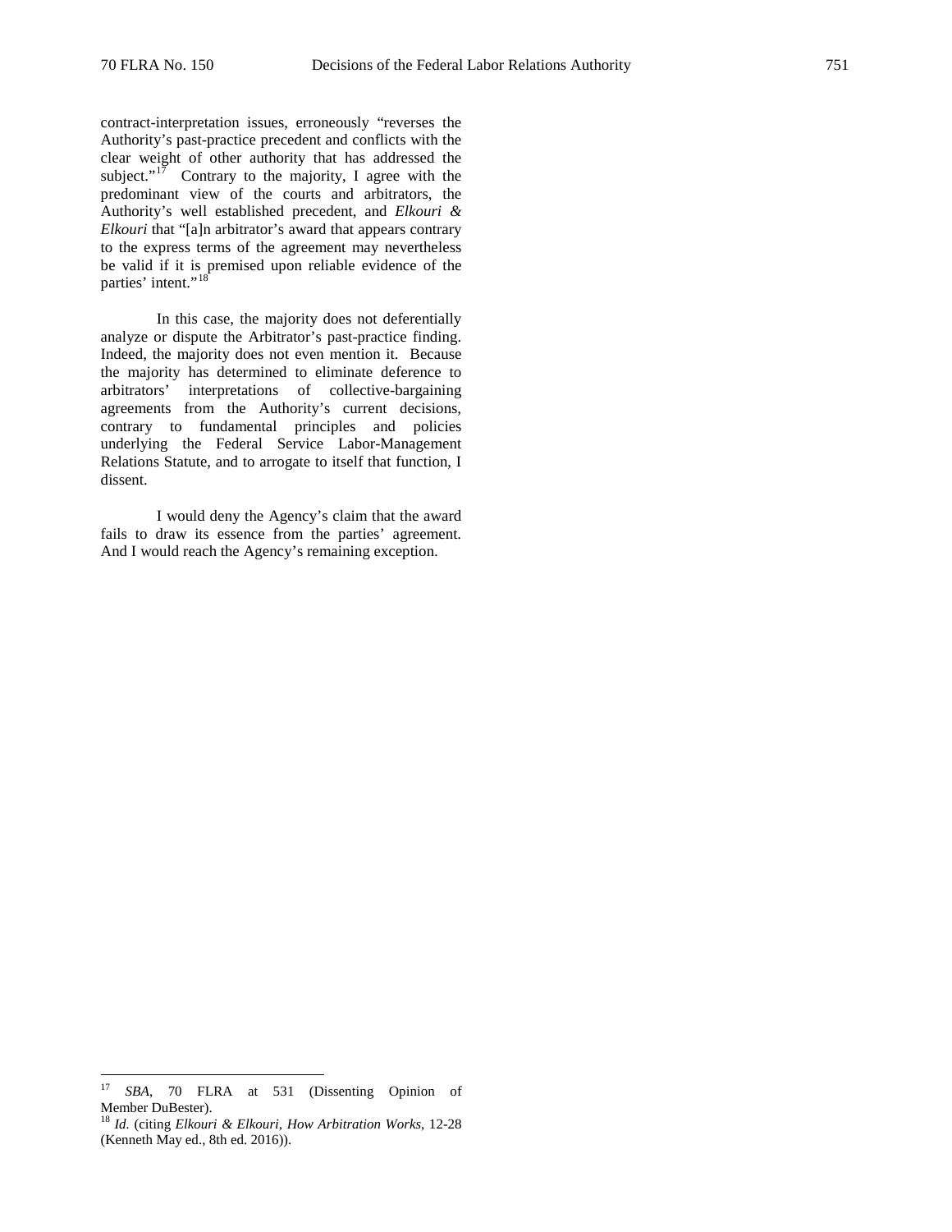contract-interpretation issues, erroneously "reverses the Authority's past-practice precedent and conflicts with the clear weight of other authority that has addressed the subject."[17] Contrary to the majority, I agree with the predominant view of the courts and arbitrators, the Authority's well established precedent, and *Elkouri & Elkouri* that "[a]n arbitrator's award that appears contrary to the express terms of the agreement may nevertheless be valid if it is premised upon reliable evidence of the parties' intent."[18]

In this case, the majority does not deferentially analyze or dispute the Arbitrator's past-practice finding. Indeed, the majority does not even mention it. Because the majority has determined to eliminate deference to arbitrators' interpretations of collective-bargaining agreements from the Authority's current decisions, contrary to fundamental principles and policies underlying the Federal Service Labor-Management Relations Statute, and to arrogate to itself that function, I dissent.

I would deny the Agency's claim that the award fails to draw its essence from the parties' agreement. And I would reach the Agency's remaining exception.

---

[17] *SBA*, 70 FLRA at 531 (Dissenting Opinion of Member DuBester).

[18] *Id.* (citing *Elkouri & Elkouri*, *How Arbitration Works*, 12-28 (Kenneth May ed., 8th ed. 2016)).